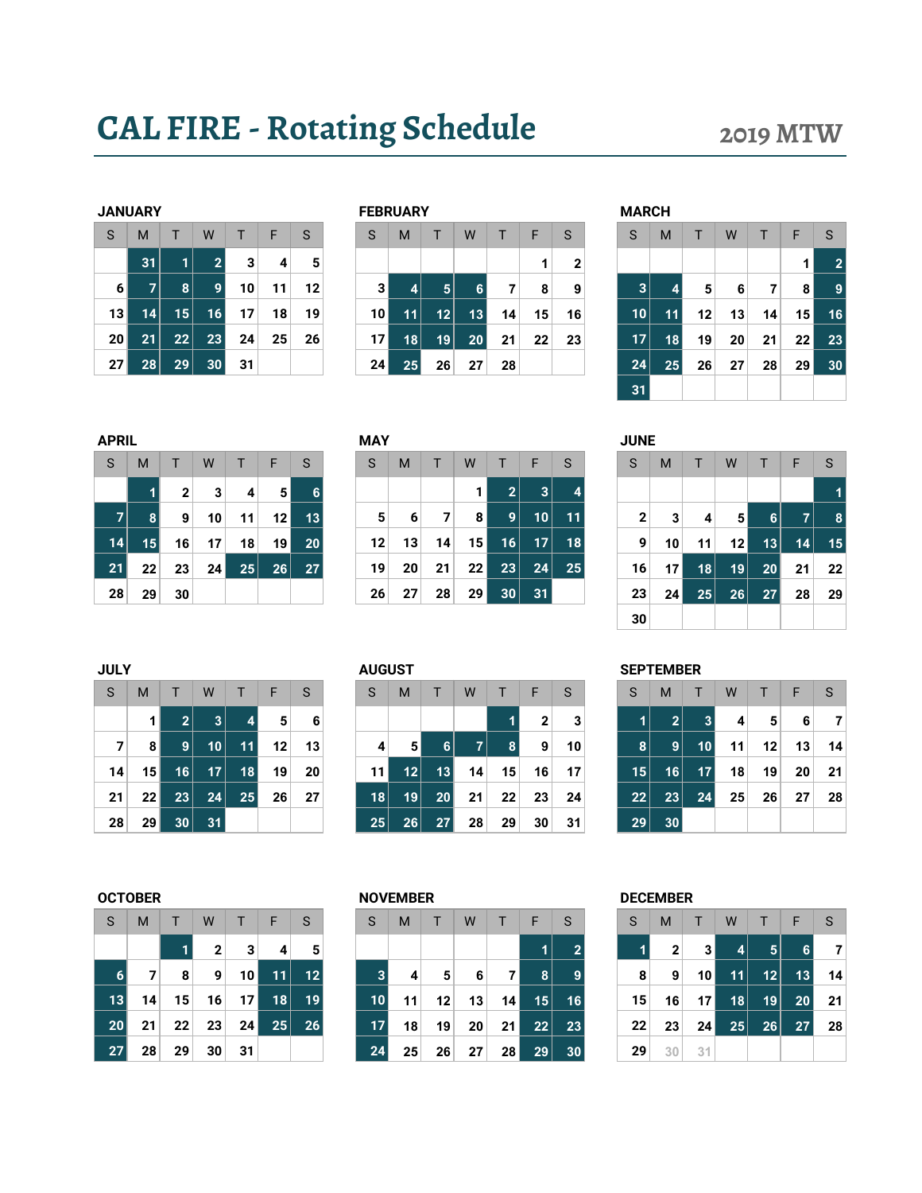# CAL FIRE - Rotating Schedule

2019 MTW

### JANUARY

| S | M | T | W | T | F | S |
|---|---|---|---|---|---|---|
| | 31 | 1 | 2 | 3 | 4 | 5 |
| 6 | 7 | 8 | 9 | 10 | 11 | 12 |
| 13 | 14 | 15 | 16 | 17 | 18 | 19 |
| 20 | 21 | 22 | 23 | 24 | 25 | 26 |
| 27 | 28 | 29 | 30 | 31 | | |

### FEBRUARY

| S | M | T | W | T | F | S |
|---|---|---|---|---|---|---|
| | | | | | 1 | 2 |
| 3 | 4 | 5 | 6 | 7 | 8 | 9 |
| 10 | 11 | 12 | 13 | 14 | 15 | 16 |
| 17 | 18 | 19 | 20 | 21 | 22 | 23 |
| 24 | 25 | 26 | 27 | 28 | | |

### MARCH

| S | M | T | W | T | F | S |
|---|---|---|---|---|---|---|
| | | | | | 1 | 2 |
| 3 | 4 | 5 | 6 | 7 | 8 | 9 |
| 10 | 11 | 12 | 13 | 14 | 15 | 16 |
| 17 | 18 | 19 | 20 | 21 | 22 | 23 |
| 24 | 25 | 26 | 27 | 28 | 29 | 30 |
| 31 | | | | | | |

### APRIL

| S | M | T | W | T | F | S |
|---|---|---|---|---|---|---|
| | 1 | 2 | 3 | 4 | 5 | 6 |
| 7 | 8 | 9 | 10 | 11 | 12 | 13 |
| 14 | 15 | 16 | 17 | 18 | 19 | 20 |
| 21 | 22 | 23 | 24 | 25 | 26 | 27 |
| 28 | 29 | 30 | | | | |

### MAY

| S | M | T | W | T | F | S |
|---|---|---|---|---|---|---|
| | | | 1 | 2 | 3 | 4 |
| 5 | 6 | 7 | 8 | 9 | 10 | 11 |
| 12 | 13 | 14 | 15 | 16 | 17 | 18 |
| 19 | 20 | 21 | 22 | 23 | 24 | 25 |
| 26 | 27 | 28 | 29 | 30 | 31 | |

### JUNE

| S | M | T | W | T | F | S |
|---|---|---|---|---|---|---|
| | | | | | | 1 |
| 2 | 3 | 4 | 5 | 6 | 7 | 8 |
| 9 | 10 | 11 | 12 | 13 | 14 | 15 |
| 16 | 17 | 18 | 19 | 20 | 21 | 22 |
| 23 | 24 | 25 | 26 | 27 | 28 | 29 |
| 30 | | | | | | |

### JULY

| S | M | T | W | T | F | S |
|---|---|---|---|---|---|---|
| | 1 | 2 | 3 | 4 | 5 | 6 |
| 7 | 8 | 9 | 10 | 11 | 12 | 13 |
| 14 | 15 | 16 | 17 | 18 | 19 | 20 |
| 21 | 22 | 23 | 24 | 25 | 26 | 27 |
| 28 | 29 | 30 | 31 | | | |

### AUGUST

| S | M | T | W | T | F | S |
|---|---|---|---|---|---|---|
| | | | | 1 | 2 | 3 |
| 4 | 5 | 6 | 7 | 8 | 9 | 10 |
| 11 | 12 | 13 | 14 | 15 | 16 | 17 |
| 18 | 19 | 20 | 21 | 22 | 23 | 24 |
| 25 | 26 | 27 | 28 | 29 | 30 | 31 |

### SEPTEMBER

| S | M | T | W | T | F | S |
|---|---|---|---|---|---|---|
| 1 | 2 | 3 | 4 | 5 | 6 | 7 |
| 8 | 9 | 10 | 11 | 12 | 13 | 14 |
| 15 | 16 | 17 | 18 | 19 | 20 | 21 |
| 22 | 23 | 24 | 25 | 26 | 27 | 28 |
| 29 | 30 | | | | | |

### OCTOBER

| S | M | T | W | T | F | S |
|---|---|---|---|---|---|---|
| | | 1 | 2 | 3 | 4 | 5 |
| 6 | 7 | 8 | 9 | 10 | 11 | 12 |
| 13 | 14 | 15 | 16 | 17 | 18 | 19 |
| 20 | 21 | 22 | 23 | 24 | 25 | 26 |
| 27 | 28 | 29 | 30 | 31 | | |

### NOVEMBER

| S | M | T | W | T | F | S |
|---|---|---|---|---|---|---|
| | | | | | 1 | 2 |
| 3 | 4 | 5 | 6 | 7 | 8 | 9 |
| 10 | 11 | 12 | 13 | 14 | 15 | 16 |
| 17 | 18 | 19 | 20 | 21 | 22 | 23 |
| 24 | 25 | 26 | 27 | 28 | 29 | 30 |

### DECEMBER

| S | M | T | W | T | F | S |
|---|---|---|---|---|---|---|
| 1 | 2 | 3 | 4 | 5 | 6 | 7 |
| 8 | 9 | 10 | 11 | 12 | 13 | 14 |
| 15 | 16 | 17 | 18 | 19 | 20 | 21 |
| 22 | 23 | 24 | 25 | 26 | 27 | 28 |
| 29 | 30 | 31 | | | | |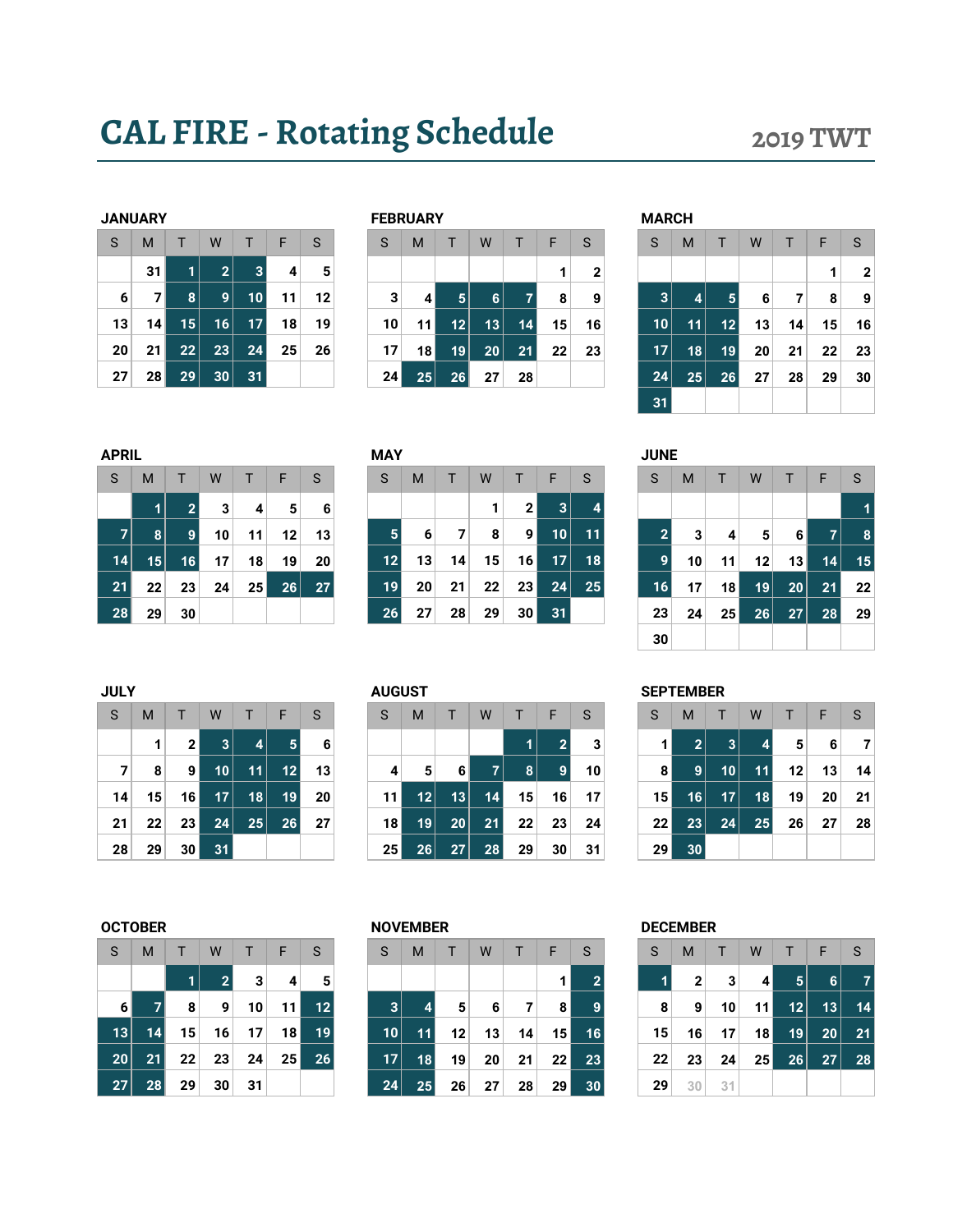# CAL FIRE - Rotating Schedule

2019 TWT

### JANUARY

| S | M | T | W | T | F | S |
|---|---|---|---|---|---|---|
| | 31 | 1 | 2 | 3 | 4 | 5 |
| 6 | 7 | 8 | 9 | 10 | 11 | 12 |
| 13 | 14 | 15 | 16 | 17 | 18 | 19 |
| 20 | 21 | 22 | 23 | 24 | 25 | 26 |
| 27 | 28 | 29 | 30 | 31 | | |

### FEBRUARY

| S | M | T | W | T | F | S |
|---|---|---|---|---|---|---|
| | | | | | 1 | 2 |
| 3 | 4 | 5 | 6 | 7 | 8 | 9 |
| 10 | 11 | 12 | 13 | 14 | 15 | 16 |
| 17 | 18 | 19 | 20 | 21 | 22 | 23 |
| 24 | 25 | 26 | 27 | 28 | | |

### MARCH

| S | M | T | W | T | F | S |
|---|---|---|---|---|---|---|
| | | | | | 1 | 2 |
| 3 | 4 | 5 | 6 | 7 | 8 | 9 |
| 10 | 11 | 12 | 13 | 14 | 15 | 16 |
| 17 | 18 | 19 | 20 | 21 | 22 | 23 |
| 24 | 25 | 26 | 27 | 28 | 29 | 30 |
| 31 | | | | | | |

### APRIL

| S | M | T | W | T | F | S |
|---|---|---|---|---|---|---|
| | 1 | 2 | 3 | 4 | 5 | 6 |
| 7 | 8 | 9 | 10 | 11 | 12 | 13 |
| 14 | 15 | 16 | 17 | 18 | 19 | 20 |
| 21 | 22 | 23 | 24 | 25 | 26 | 27 |
| 28 | 29 | 30 | | | | |

### MAY

| S | M | T | W | T | F | S |
|---|---|---|---|---|---|---|
| | | | 1 | 2 | 3 | 4 |
| 5 | 6 | 7 | 8 | 9 | 10 | 11 |
| 12 | 13 | 14 | 15 | 16 | 17 | 18 |
| 19 | 20 | 21 | 22 | 23 | 24 | 25 |
| 26 | 27 | 28 | 29 | 30 | 31 | |

### JUNE

| S | M | T | W | T | F | S |
|---|---|---|---|---|---|---|
| | | | | | | 1 |
| 2 | 3 | 4 | 5 | 6 | 7 | 8 |
| 9 | 10 | 11 | 12 | 13 | 14 | 15 |
| 16 | 17 | 18 | 19 | 20 | 21 | 22 |
| 23 | 24 | 25 | 26 | 27 | 28 | 29 |
| 30 | | | | | | |

### JULY

| S | M | T | W | T | F | S |
|---|---|---|---|---|---|---|
| | 1 | 2 | 3 | 4 | 5 | 6 |
| 7 | 8 | 9 | 10 | 11 | 12 | 13 |
| 14 | 15 | 16 | 17 | 18 | 19 | 20 |
| 21 | 22 | 23 | 24 | 25 | 26 | 27 |
| 28 | 29 | 30 | 31 | | | |

### AUGUST

| S | M | T | W | T | F | S |
|---|---|---|---|---|---|---|
| | | | | 1 | 2 | 3 |
| 4 | 5 | 6 | 7 | 8 | 9 | 10 |
| 11 | 12 | 13 | 14 | 15 | 16 | 17 |
| 18 | 19 | 20 | 21 | 22 | 23 | 24 |
| 25 | 26 | 27 | 28 | 29 | 30 | 31 |

### SEPTEMBER

| S | M | T | W | T | F | S |
|---|---|---|---|---|---|---|
| 1 | 2 | 3 | 4 | 5 | 6 | 7 |
| 8 | 9 | 10 | 11 | 12 | 13 | 14 |
| 15 | 16 | 17 | 18 | 19 | 20 | 21 |
| 22 | 23 | 24 | 25 | 26 | 27 | 28 |
| 29 | 30 | | | | | |

### OCTOBER

| S | M | T | W | T | F | S |
|---|---|---|---|---|---|---|
| | | 1 | 2 | 3 | 4 | 5 |
| 6 | 7 | 8 | 9 | 10 | 11 | 12 |
| 13 | 14 | 15 | 16 | 17 | 18 | 19 |
| 20 | 21 | 22 | 23 | 24 | 25 | 26 |
| 27 | 28 | 29 | 30 | 31 | | |

### NOVEMBER

| S | M | T | W | T | F | S |
|---|---|---|---|---|---|---|
| | | | | | 1 | 2 |
| 3 | 4 | 5 | 6 | 7 | 8 | 9 |
| 10 | 11 | 12 | 13 | 14 | 15 | 16 |
| 17 | 18 | 19 | 20 | 21 | 22 | 23 |
| 24 | 25 | 26 | 27 | 28 | 29 | 30 |

### DECEMBER

| S | M | T | W | T | F | S |
|---|---|---|---|---|---|---|
| 1 | 2 | 3 | 4 | 5 | 6 | 7 |
| 8 | 9 | 10 | 11 | 12 | 13 | 14 |
| 15 | 16 | 17 | 18 | 19 | 20 | 21 |
| 22 | 23 | 24 | 25 | 26 | 27 | 28 |
| 29 | 30 | 31 | | | | |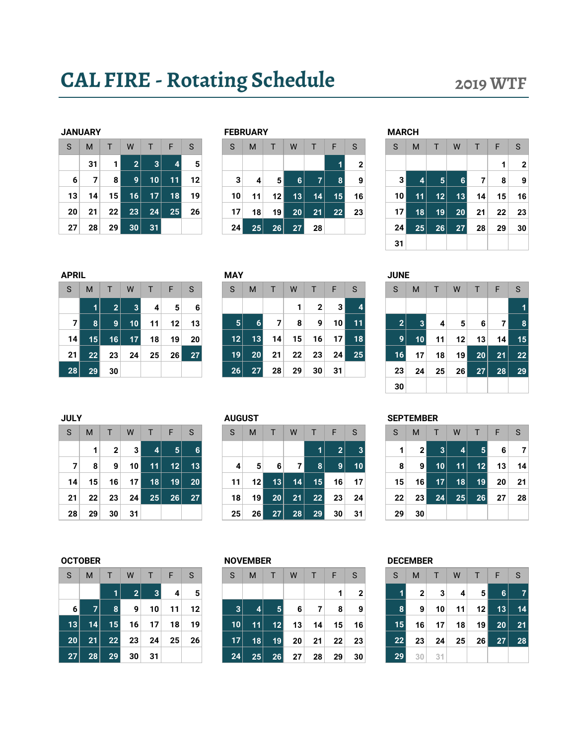# CAL FIRE - Rotating Schedule

2019 WTF

### JANUARY

| S | M | T | W | T | F | S |
|---|---|---|---|---|---|---|
| | 31 | 1 | 2 | 3 | 4 | 5 |
| 6 | 7 | 8 | 9 | 10 | 11 | 12 |
| 13 | 14 | 15 | 16 | 17 | 18 | 19 |
| 20 | 21 | 22 | 23 | 24 | 25 | 26 |
| 27 | 28 | 29 | 30 | 31 | | |

### FEBRUARY

| S | M | T | W | T | F | S |
|---|---|---|---|---|---|---|
| | | | | | 1 | 2 |
| 3 | 4 | 5 | 6 | 7 | 8 | 9 |
| 10 | 11 | 12 | 13 | 14 | 15 | 16 |
| 17 | 18 | 19 | 20 | 21 | 22 | 23 |
| 24 | 25 | 26 | 27 | 28 | | |

### MARCH

| S | M | T | W | T | F | S |
|---|---|---|---|---|---|---|
| | | | | | 1 | 2 |
| 3 | 4 | 5 | 6 | 7 | 8 | 9 |
| 10 | 11 | 12 | 13 | 14 | 15 | 16 |
| 17 | 18 | 19 | 20 | 21 | 22 | 23 |
| 24 | 25 | 26 | 27 | 28 | 29 | 30 |
| 31 | | | | | | |

### APRIL

| S | M | T | W | T | F | S |
|---|---|---|---|---|---|---|
| | 1 | 2 | 3 | 4 | 5 | 6 |
| 7 | 8 | 9 | 10 | 11 | 12 | 13 |
| 14 | 15 | 16 | 17 | 18 | 19 | 20 |
| 21 | 22 | 23 | 24 | 25 | 26 | 27 |
| 28 | 29 | 30 | | | | |

### MAY

| S | M | T | W | T | F | S |
|---|---|---|---|---|---|---|
| | | | 1 | 2 | 3 | 4 |
| 5 | 6 | 7 | 8 | 9 | 10 | 11 |
| 12 | 13 | 14 | 15 | 16 | 17 | 18 |
| 19 | 20 | 21 | 22 | 23 | 24 | 25 |
| 26 | 27 | 28 | 29 | 30 | 31 | |

### JUNE

| S | M | T | W | T | F | S |
|---|---|---|---|---|---|---|
| | | | | | | 1 |
| 2 | 3 | 4 | 5 | 6 | 7 | 8 |
| 9 | 10 | 11 | 12 | 13 | 14 | 15 |
| 16 | 17 | 18 | 19 | 20 | 21 | 22 |
| 23 | 24 | 25 | 26 | 27 | 28 | 29 |
| 30 | | | | | | |

### JULY

| S | M | T | W | T | F | S |
|---|---|---|---|---|---|---|
| | 1 | 2 | 3 | 4 | 5 | 6 |
| 7 | 8 | 9 | 10 | 11 | 12 | 13 |
| 14 | 15 | 16 | 17 | 18 | 19 | 20 |
| 21 | 22 | 23 | 24 | 25 | 26 | 27 |
| 28 | 29 | 30 | 31 | | | |

### AUGUST

| S | M | T | W | T | F | S |
|---|---|---|---|---|---|---|
| | | | | 1 | 2 | 3 |
| 4 | 5 | 6 | 7 | 8 | 9 | 10 |
| 11 | 12 | 13 | 14 | 15 | 16 | 17 |
| 18 | 19 | 20 | 21 | 22 | 23 | 24 |
| 25 | 26 | 27 | 28 | 29 | 30 | 31 |

### SEPTEMBER

| S | M | T | W | T | F | S |
|---|---|---|---|---|---|---|
| 1 | 2 | 3 | 4 | 5 | 6 | 7 |
| 8 | 9 | 10 | 11 | 12 | 13 | 14 |
| 15 | 16 | 17 | 18 | 19 | 20 | 21 |
| 22 | 23 | 24 | 25 | 26 | 27 | 28 |
| 29 | 30 | | | | | |

### OCTOBER

| S | M | T | W | T | F | S |
|---|---|---|---|---|---|---|
| | | 1 | 2 | 3 | 4 | 5 |
| 6 | 7 | 8 | 9 | 10 | 11 | 12 |
| 13 | 14 | 15 | 16 | 17 | 18 | 19 |
| 20 | 21 | 22 | 23 | 24 | 25 | 26 |
| 27 | 28 | 29 | 30 | 31 | | |

### NOVEMBER

| S | M | T | W | T | F | S |
|---|---|---|---|---|---|---|
| | | | | | 1 | 2 |
| 3 | 4 | 5 | 6 | 7 | 8 | 9 |
| 10 | 11 | 12 | 13 | 14 | 15 | 16 |
| 17 | 18 | 19 | 20 | 21 | 22 | 23 |
| 24 | 25 | 26 | 27 | 28 | 29 | 30 |

### DECEMBER

| S | M | T | W | T | F | S |
|---|---|---|---|---|---|---|
| 1 | 2 | 3 | 4 | 5 | 6 | 7 |
| 8 | 9 | 10 | 11 | 12 | 13 | 14 |
| 15 | 16 | 17 | 18 | 19 | 20 | 21 |
| 22 | 23 | 24 | 25 | 26 | 27 | 28 |
| 29 | 30 | 31 | | | | |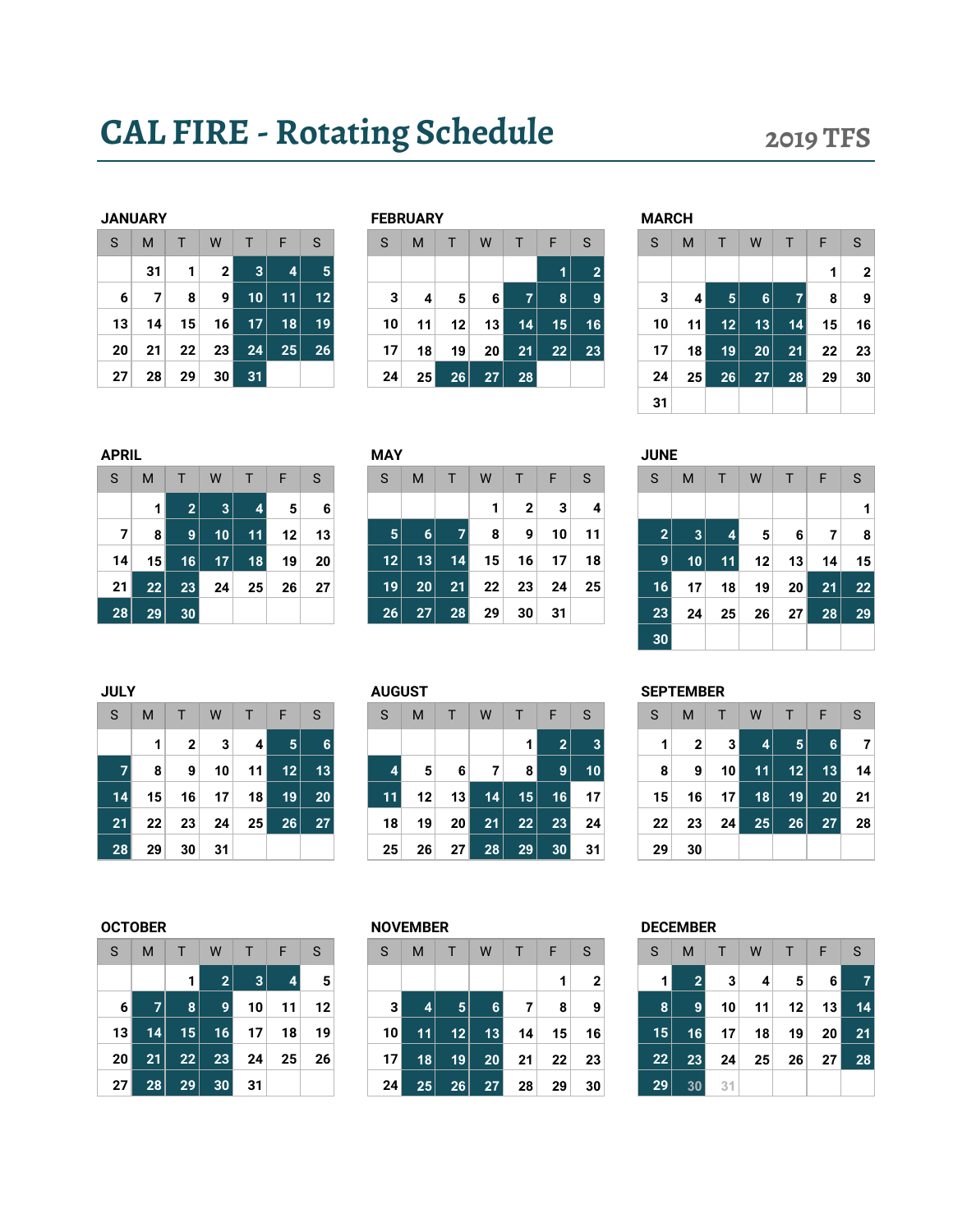# CAL FIRE - Rotating Schedule

2019 TFS

### JANUARY

| S | M | T | W | T | F | S |
|---|---|---|---|---|---|---|
| | 31 | 1 | 2 | 3 | 4 | 5 |
| 6 | 7 | 8 | 9 | 10 | 11 | 12 |
| 13 | 14 | 15 | 16 | 17 | 18 | 19 |
| 20 | 21 | 22 | 23 | 24 | 25 | 26 |
| 27 | 28 | 29 | 30 | 31 | | |

### FEBRUARY

| S | M | T | W | T | F | S |
|---|---|---|---|---|---|---|
| | | | | | 1 | 2 |
| 3 | 4 | 5 | 6 | 7 | 8 | 9 |
| 10 | 11 | 12 | 13 | 14 | 15 | 16 |
| 17 | 18 | 19 | 20 | 21 | 22 | 23 |
| 24 | 25 | 26 | 27 | 28 | | |

### MARCH

| S | M | T | W | T | F | S |
|---|---|---|---|---|---|---|
| | | | | | 1 | 2 |
| 3 | 4 | 5 | 6 | 7 | 8 | 9 |
| 10 | 11 | 12 | 13 | 14 | 15 | 16 |
| 17 | 18 | 19 | 20 | 21 | 22 | 23 |
| 24 | 25 | 26 | 27 | 28 | 29 | 30 |
| 31 | | | | | | |

### APRIL

| S | M | T | W | T | F | S |
|---|---|---|---|---|---|---|
| | 1 | 2 | 3 | 4 | 5 | 6 |
| 7 | 8 | 9 | 10 | 11 | 12 | 13 |
| 14 | 15 | 16 | 17 | 18 | 19 | 20 |
| 21 | 22 | 23 | 24 | 25 | 26 | 27 |
| 28 | 29 | 30 | | | | |

### MAY

| S | M | T | W | T | F | S |
|---|---|---|---|---|---|---|
| | | | 1 | 2 | 3 | 4 |
| 5 | 6 | 7 | 8 | 9 | 10 | 11 |
| 12 | 13 | 14 | 15 | 16 | 17 | 18 |
| 19 | 20 | 21 | 22 | 23 | 24 | 25 |
| 26 | 27 | 28 | 29 | 30 | 31 | |

### JUNE

| S | M | T | W | T | F | S |
|---|---|---|---|---|---|---|
| | | | | | | 1 |
| 2 | 3 | 4 | 5 | 6 | 7 | 8 |
| 9 | 10 | 11 | 12 | 13 | 14 | 15 |
| 16 | 17 | 18 | 19 | 20 | 21 | 22 |
| 23 | 24 | 25 | 26 | 27 | 28 | 29 |
| 30 | | | | | | |

### JULY

| S | M | T | W | T | F | S |
|---|---|---|---|---|---|---|
| | 1 | 2 | 3 | 4 | 5 | 6 |
| 7 | 8 | 9 | 10 | 11 | 12 | 13 |
| 14 | 15 | 16 | 17 | 18 | 19 | 20 |
| 21 | 22 | 23 | 24 | 25 | 26 | 27 |
| 28 | 29 | 30 | 31 | | | |

### AUGUST

| S | M | T | W | T | F | S |
|---|---|---|---|---|---|---|
| | | | | 1 | 2 | 3 |
| 4 | 5 | 6 | 7 | 8 | 9 | 10 |
| 11 | 12 | 13 | 14 | 15 | 16 | 17 |
| 18 | 19 | 20 | 21 | 22 | 23 | 24 |
| 25 | 26 | 27 | 28 | 29 | 30 | 31 |

### SEPTEMBER

| S | M | T | W | T | F | S |
|---|---|---|---|---|---|---|
| 1 | 2 | 3 | 4 | 5 | 6 | 7 |
| 8 | 9 | 10 | 11 | 12 | 13 | 14 |
| 15 | 16 | 17 | 18 | 19 | 20 | 21 |
| 22 | 23 | 24 | 25 | 26 | 27 | 28 |
| 29 | 30 | | | | | |

### OCTOBER

| S | M | T | W | T | F | S |
|---|---|---|---|---|---|---|
| | | 1 | 2 | 3 | 4 | 5 |
| 6 | 7 | 8 | 9 | 10 | 11 | 12 |
| 13 | 14 | 15 | 16 | 17 | 18 | 19 |
| 20 | 21 | 22 | 23 | 24 | 25 | 26 |
| 27 | 28 | 29 | 30 | 31 | | |

### NOVEMBER

| S | M | T | W | T | F | S |
|---|---|---|---|---|---|---|
| | | | | | 1 | 2 |
| 3 | 4 | 5 | 6 | 7 | 8 | 9 |
| 10 | 11 | 12 | 13 | 14 | 15 | 16 |
| 17 | 18 | 19 | 20 | 21 | 22 | 23 |
| 24 | 25 | 26 | 27 | 28 | 29 | 30 |

### DECEMBER

| S | M | T | W | T | F | S |
|---|---|---|---|---|---|---|
| 1 | 2 | 3 | 4 | 5 | 6 | 7 |
| 8 | 9 | 10 | 11 | 12 | 13 | 14 |
| 15 | 16 | 17 | 18 | 19 | 20 | 21 |
| 22 | 23 | 24 | 25 | 26 | 27 | 28 |
| 29 | 30 | 31 | | | | |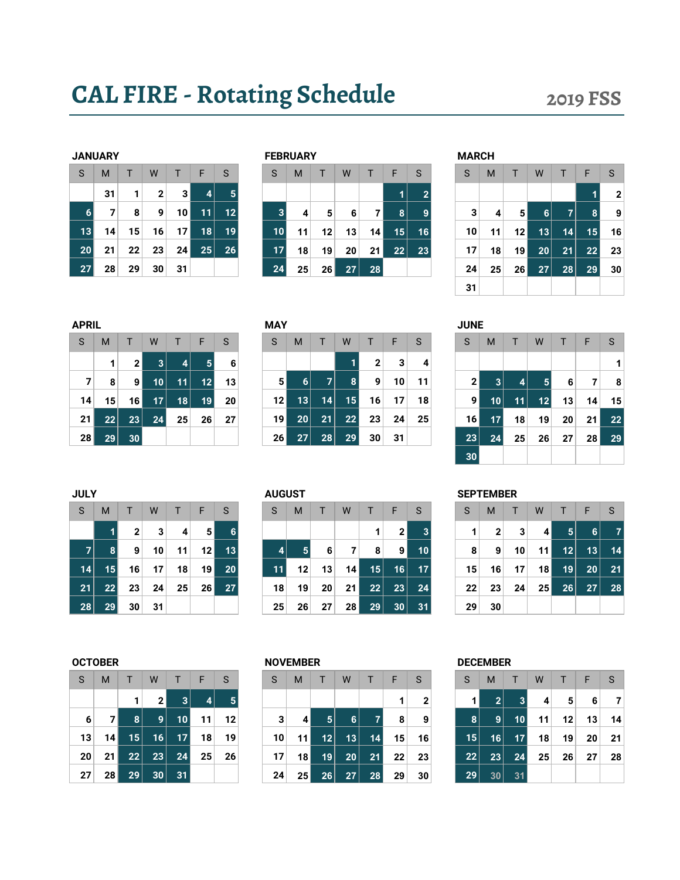# CAL FIRE - Rotating Schedule

2019 FSS

### JANUARY

| S | M | T | W | T | F | S |
|---|---|---|---|---|---|---|
| | 31 | 1 | 2 | 3 | 4 | 5 |
| 6 | 7 | 8 | 9 | 10 | 11 | 12 |
| 13 | 14 | 15 | 16 | 17 | 18 | 19 |
| 20 | 21 | 22 | 23 | 24 | 25 | 26 |
| 27 | 28 | 29 | 30 | 31 | | |

### FEBRUARY

| S | M | T | W | T | F | S |
|---|---|---|---|---|---|---|
| | | | | | 1 | 2 |
| 3 | 4 | 5 | 6 | 7 | 8 | 9 |
| 10 | 11 | 12 | 13 | 14 | 15 | 16 |
| 17 | 18 | 19 | 20 | 21 | 22 | 23 |
| 24 | 25 | 26 | 27 | 28 | | |

### MARCH

| S | M | T | W | T | F | S |
|---|---|---|---|---|---|---|
| | | | | | 1 | 2 |
| 3 | 4 | 5 | 6 | 7 | 8 | 9 |
| 10 | 11 | 12 | 13 | 14 | 15 | 16 |
| 17 | 18 | 19 | 20 | 21 | 22 | 23 |
| 24 | 25 | 26 | 27 | 28 | 29 | 30 |
| 31 | | | | | | |

### APRIL

| S | M | T | W | T | F | S |
|---|---|---|---|---|---|---|
| | 1 | 2 | 3 | 4 | 5 | 6 |
| 7 | 8 | 9 | 10 | 11 | 12 | 13 |
| 14 | 15 | 16 | 17 | 18 | 19 | 20 |
| 21 | 22 | 23 | 24 | 25 | 26 | 27 |
| 28 | 29 | 30 | | | | |

### MAY

| S | M | T | W | T | F | S |
|---|---|---|---|---|---|---|
| | | | 1 | 2 | 3 | 4 |
| 5 | 6 | 7 | 8 | 9 | 10 | 11 |
| 12 | 13 | 14 | 15 | 16 | 17 | 18 |
| 19 | 20 | 21 | 22 | 23 | 24 | 25 |
| 26 | 27 | 28 | 29 | 30 | 31 | |

### JUNE

| S | M | T | W | T | F | S |
|---|---|---|---|---|---|---|
| | | | | | | 1 |
| 2 | 3 | 4 | 5 | 6 | 7 | 8 |
| 9 | 10 | 11 | 12 | 13 | 14 | 15 |
| 16 | 17 | 18 | 19 | 20 | 21 | 22 |
| 23 | 24 | 25 | 26 | 27 | 28 | 29 |
| 30 | | | | | | |

### JULY

| S | M | T | W | T | F | S |
|---|---|---|---|---|---|---|
| | 1 | 2 | 3 | 4 | 5 | 6 |
| 7 | 8 | 9 | 10 | 11 | 12 | 13 |
| 14 | 15 | 16 | 17 | 18 | 19 | 20 |
| 21 | 22 | 23 | 24 | 25 | 26 | 27 |
| 28 | 29 | 30 | 31 | | | |

### AUGUST

| S | M | T | W | T | F | S |
|---|---|---|---|---|---|---|
| | | | | 1 | 2 | 3 |
| 4 | 5 | 6 | 7 | 8 | 9 | 10 |
| 11 | 12 | 13 | 14 | 15 | 16 | 17 |
| 18 | 19 | 20 | 21 | 22 | 23 | 24 |
| 25 | 26 | 27 | 28 | 29 | 30 | 31 |

### SEPTEMBER

| S | M | T | W | T | F | S |
|---|---|---|---|---|---|---|
| 1 | 2 | 3 | 4 | 5 | 6 | 7 |
| 8 | 9 | 10 | 11 | 12 | 13 | 14 |
| 15 | 16 | 17 | 18 | 19 | 20 | 21 |
| 22 | 23 | 24 | 25 | 26 | 27 | 28 |
| 29 | 30 | | | | | |

### OCTOBER

| S | M | T | W | T | F | S |
|---|---|---|---|---|---|---|
| | | 1 | 2 | 3 | 4 | 5 |
| 6 | 7 | 8 | 9 | 10 | 11 | 12 |
| 13 | 14 | 15 | 16 | 17 | 18 | 19 |
| 20 | 21 | 22 | 23 | 24 | 25 | 26 |
| 27 | 28 | 29 | 30 | 31 | | |

### NOVEMBER

| S | M | T | W | T | F | S |
|---|---|---|---|---|---|---|
| | | | | | 1 | 2 |
| 3 | 4 | 5 | 6 | 7 | 8 | 9 |
| 10 | 11 | 12 | 13 | 14 | 15 | 16 |
| 17 | 18 | 19 | 20 | 21 | 22 | 23 |
| 24 | 25 | 26 | 27 | 28 | 29 | 30 |

### DECEMBER

| S | M | T | W | T | F | S |
|---|---|---|---|---|---|---|
| 1 | 2 | 3 | 4 | 5 | 6 | 7 |
| 8 | 9 | 10 | 11 | 12 | 13 | 14 |
| 15 | 16 | 17 | 18 | 19 | 20 | 21 |
| 22 | 23 | 24 | 25 | 26 | 27 | 28 |
| 29 | 30 | 31 | | | | |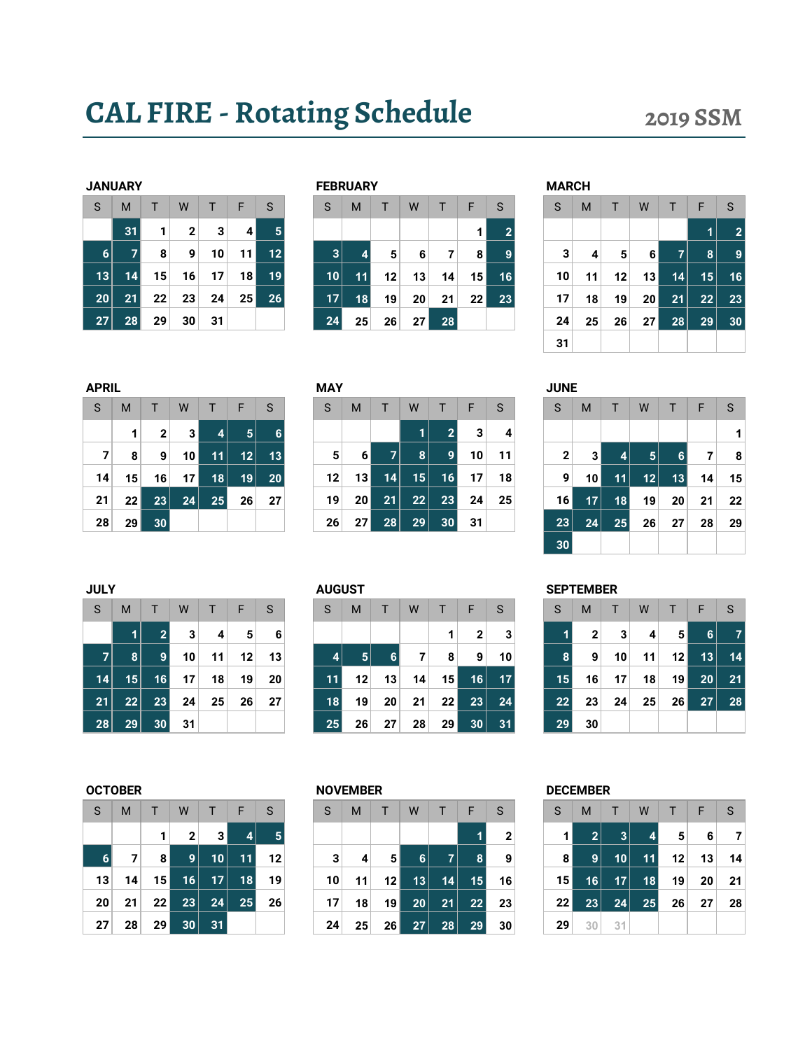# CAL FIRE - Rotating Schedule

2019 SSM

### JANUARY

| S | M | T | W | T | F | S |
|---|---|---|---|---|---|---|
| | 31 | 1 | 2 | 3 | 4 | 5 |
| 6 | 7 | 8 | 9 | 10 | 11 | 12 |
| 13 | 14 | 15 | 16 | 17 | 18 | 19 |
| 20 | 21 | 22 | 23 | 24 | 25 | 26 |
| 27 | 28 | 29 | 30 | 31 | | |

### FEBRUARY

| S | M | T | W | T | F | S |
|---|---|---|---|---|---|---|
| | | | | | 1 | 2 |
| 3 | 4 | 5 | 6 | 7 | 8 | 9 |
| 10 | 11 | 12 | 13 | 14 | 15 | 16 |
| 17 | 18 | 19 | 20 | 21 | 22 | 23 |
| 24 | 25 | 26 | 27 | 28 | | |

### MARCH

| S | M | T | W | T | F | S |
|---|---|---|---|---|---|---|
| | | | | | 1 | 2 |
| 3 | 4 | 5 | 6 | 7 | 8 | 9 |
| 10 | 11 | 12 | 13 | 14 | 15 | 16 |
| 17 | 18 | 19 | 20 | 21 | 22 | 23 |
| 24 | 25 | 26 | 27 | 28 | 29 | 30 |
| 31 | | | | | | |

### APRIL

| S | M | T | W | T | F | S |
|---|---|---|---|---|---|---|
| | 1 | 2 | 3 | 4 | 5 | 6 |
| 7 | 8 | 9 | 10 | 11 | 12 | 13 |
| 14 | 15 | 16 | 17 | 18 | 19 | 20 |
| 21 | 22 | 23 | 24 | 25 | 26 | 27 |
| 28 | 29 | 30 | | | | |

### MAY

| S | M | T | W | T | F | S |
|---|---|---|---|---|---|---|
| | | | 1 | 2 | 3 | 4 |
| 5 | 6 | 7 | 8 | 9 | 10 | 11 |
| 12 | 13 | 14 | 15 | 16 | 17 | 18 |
| 19 | 20 | 21 | 22 | 23 | 24 | 25 |
| 26 | 27 | 28 | 29 | 30 | 31 | |

### JUNE

| S | M | T | W | T | F | S |
|---|---|---|---|---|---|---|
| | | | | | | 1 |
| 2 | 3 | 4 | 5 | 6 | 7 | 8 |
| 9 | 10 | 11 | 12 | 13 | 14 | 15 |
| 16 | 17 | 18 | 19 | 20 | 21 | 22 |
| 23 | 24 | 25 | 26 | 27 | 28 | 29 |
| 30 | | | | | | |

### JULY

| S | M | T | W | T | F | S |
|---|---|---|---|---|---|---|
| | 1 | 2 | 3 | 4 | 5 | 6 |
| 7 | 8 | 9 | 10 | 11 | 12 | 13 |
| 14 | 15 | 16 | 17 | 18 | 19 | 20 |
| 21 | 22 | 23 | 24 | 25 | 26 | 27 |
| 28 | 29 | 30 | 31 | | | |

### AUGUST

| S | M | T | W | T | F | S |
|---|---|---|---|---|---|---|
| | | | | 1 | 2 | 3 |
| 4 | 5 | 6 | 7 | 8 | 9 | 10 |
| 11 | 12 | 13 | 14 | 15 | 16 | 17 |
| 18 | 19 | 20 | 21 | 22 | 23 | 24 |
| 25 | 26 | 27 | 28 | 29 | 30 | 31 |

### SEPTEMBER

| S | M | T | W | T | F | S |
|---|---|---|---|---|---|---|
| 1 | 2 | 3 | 4 | 5 | 6 | 7 |
| 8 | 9 | 10 | 11 | 12 | 13 | 14 |
| 15 | 16 | 17 | 18 | 19 | 20 | 21 |
| 22 | 23 | 24 | 25 | 26 | 27 | 28 |
| 29 | 30 | | | | | |

### OCTOBER

| S | M | T | W | T | F | S |
|---|---|---|---|---|---|---|
| | | 1 | 2 | 3 | 4 | 5 |
| 6 | 7 | 8 | 9 | 10 | 11 | 12 |
| 13 | 14 | 15 | 16 | 17 | 18 | 19 |
| 20 | 21 | 22 | 23 | 24 | 25 | 26 |
| 27 | 28 | 29 | 30 | 31 | | |

### NOVEMBER

| S | M | T | W | T | F | S |
|---|---|---|---|---|---|---|
| | | | | | 1 | 2 |
| 3 | 4 | 5 | 6 | 7 | 8 | 9 |
| 10 | 11 | 12 | 13 | 14 | 15 | 16 |
| 17 | 18 | 19 | 20 | 21 | 22 | 23 |
| 24 | 25 | 26 | 27 | 28 | 29 | 30 |

### DECEMBER

| S | M | T | W | T | F | S |
|---|---|---|---|---|---|---|
| 1 | 2 | 3 | 4 | 5 | 6 | 7 |
| 8 | 9 | 10 | 11 | 12 | 13 | 14 |
| 15 | 16 | 17 | 18 | 19 | 20 | 21 |
| 22 | 23 | 24 | 25 | 26 | 27 | 28 |
| 29 | 30 | 31 | | | | |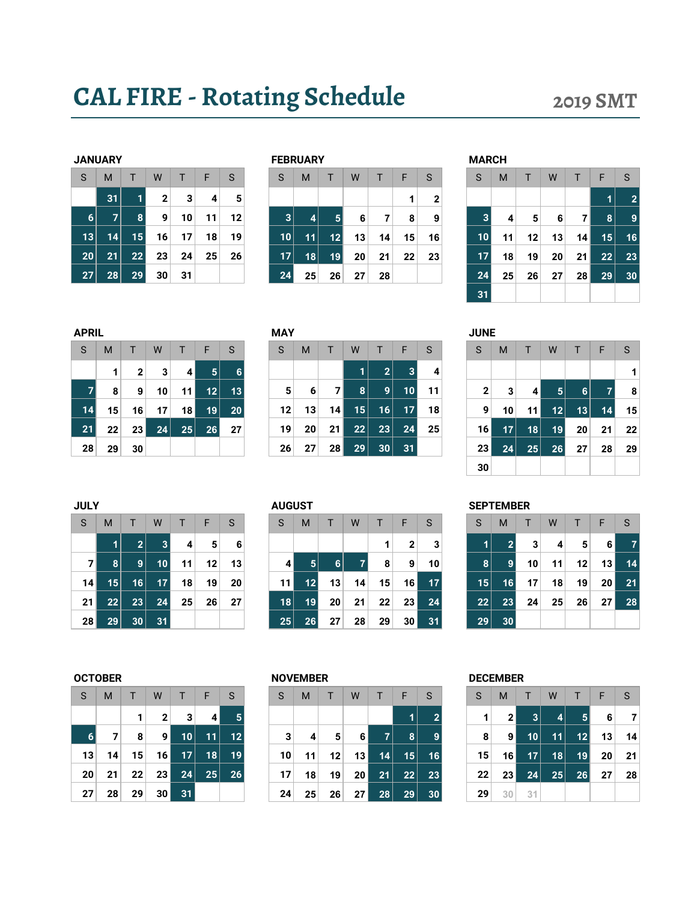# CAL FIRE - Rotating Schedule

2019 SMT

### JANUARY

| S | M | T | W | T | F | S |
|---|---|---|---|---|---|---|
| | 31 | 1 | 2 | 3 | 4 | 5 |
| 6 | 7 | 8 | 9 | 10 | 11 | 12 |
| 13 | 14 | 15 | 16 | 17 | 18 | 19 |
| 20 | 21 | 22 | 23 | 24 | 25 | 26 |
| 27 | 28 | 29 | 30 | 31 | | |

### FEBRUARY

| S | M | T | W | T | F | S |
|---|---|---|---|---|---|---|
| | | | | | 1 | 2 |
| 3 | 4 | 5 | 6 | 7 | 8 | 9 |
| 10 | 11 | 12 | 13 | 14 | 15 | 16 |
| 17 | 18 | 19 | 20 | 21 | 22 | 23 |
| 24 | 25 | 26 | 27 | 28 | | |

### MARCH

| S | M | T | W | T | F | S |
|---|---|---|---|---|---|---|
| | | | | | 1 | 2 |
| 3 | 4 | 5 | 6 | 7 | 8 | 9 |
| 10 | 11 | 12 | 13 | 14 | 15 | 16 |
| 17 | 18 | 19 | 20 | 21 | 22 | 23 |
| 24 | 25 | 26 | 27 | 28 | 29 | 30 |
| 31 | | | | | | |

### APRIL

| S | M | T | W | T | F | S |
|---|---|---|---|---|---|---|
| | 1 | 2 | 3 | 4 | 5 | 6 |
| 7 | 8 | 9 | 10 | 11 | 12 | 13 |
| 14 | 15 | 16 | 17 | 18 | 19 | 20 |
| 21 | 22 | 23 | 24 | 25 | 26 | 27 |
| 28 | 29 | 30 | | | | |

### MAY

| S | M | T | W | T | F | S |
|---|---|---|---|---|---|---|
| | | | 1 | 2 | 3 | 4 |
| 5 | 6 | 7 | 8 | 9 | 10 | 11 |
| 12 | 13 | 14 | 15 | 16 | 17 | 18 |
| 19 | 20 | 21 | 22 | 23 | 24 | 25 |
| 26 | 27 | 28 | 29 | 30 | 31 | |

### JUNE

| S | M | T | W | T | F | S |
|---|---|---|---|---|---|---|
| | | | | | | 1 |
| 2 | 3 | 4 | 5 | 6 | 7 | 8 |
| 9 | 10 | 11 | 12 | 13 | 14 | 15 |
| 16 | 17 | 18 | 19 | 20 | 21 | 22 |
| 23 | 24 | 25 | 26 | 27 | 28 | 29 |
| 30 | | | | | | |

### JULY

| S | M | T | W | T | F | S |
|---|---|---|---|---|---|---|
| | 1 | 2 | 3 | 4 | 5 | 6 |
| 7 | 8 | 9 | 10 | 11 | 12 | 13 |
| 14 | 15 | 16 | 17 | 18 | 19 | 20 |
| 21 | 22 | 23 | 24 | 25 | 26 | 27 |
| 28 | 29 | 30 | 31 | | | |

### AUGUST

| S | M | T | W | T | F | S |
|---|---|---|---|---|---|---|
| | | | | 1 | 2 | 3 |
| 4 | 5 | 6 | 7 | 8 | 9 | 10 |
| 11 | 12 | 13 | 14 | 15 | 16 | 17 |
| 18 | 19 | 20 | 21 | 22 | 23 | 24 |
| 25 | 26 | 27 | 28 | 29 | 30 | 31 |

### SEPTEMBER

| S | M | T | W | T | F | S |
|---|---|---|---|---|---|---|
| 1 | 2 | 3 | 4 | 5 | 6 | 7 |
| 8 | 9 | 10 | 11 | 12 | 13 | 14 |
| 15 | 16 | 17 | 18 | 19 | 20 | 21 |
| 22 | 23 | 24 | 25 | 26 | 27 | 28 |
| 29 | 30 | | | | | |

### OCTOBER

| S | M | T | W | T | F | S |
|---|---|---|---|---|---|---|
| | | 1 | 2 | 3 | 4 | 5 |
| 6 | 7 | 8 | 9 | 10 | 11 | 12 |
| 13 | 14 | 15 | 16 | 17 | 18 | 19 |
| 20 | 21 | 22 | 23 | 24 | 25 | 26 |
| 27 | 28 | 29 | 30 | 31 | | |

### NOVEMBER

| S | M | T | W | T | F | S |
|---|---|---|---|---|---|---|
| | | | | | 1 | 2 |
| 3 | 4 | 5 | 6 | 7 | 8 | 9 |
| 10 | 11 | 12 | 13 | 14 | 15 | 16 |
| 17 | 18 | 19 | 20 | 21 | 22 | 23 |
| 24 | 25 | 26 | 27 | 28 | 29 | 30 |

### DECEMBER

| S | M | T | W | T | F | S |
|---|---|---|---|---|---|---|
| 1 | 2 | 3 | 4 | 5 | 6 | 7 |
| 8 | 9 | 10 | 11 | 12 | 13 | 14 |
| 15 | 16 | 17 | 18 | 19 | 20 | 21 |
| 22 | 23 | 24 | 25 | 26 | 27 | 28 |
| 29 | 30 | 31 | | | | |